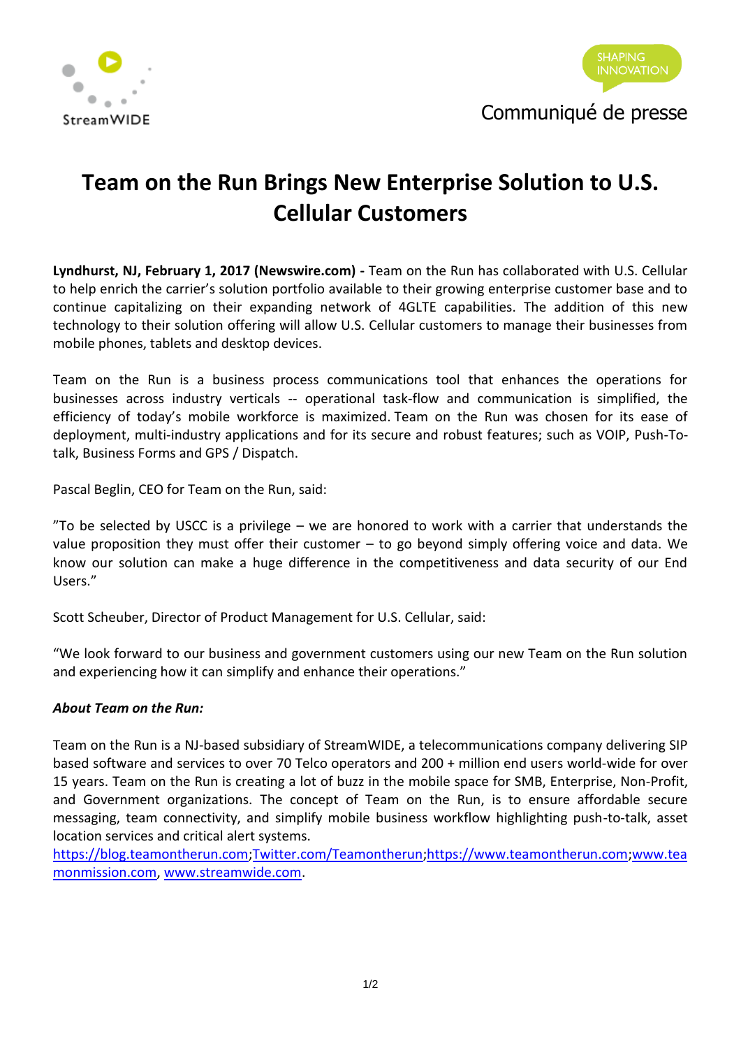StreamWIDE

SHAPING INNOVATION

Communiqué de presse

# Team on the Run Brings New Enterprise Solution to U.S. Cellular Customers

**Lyndhurst, NJ, February 1, 2017 (Newswire.com) -** Team on the Run has collaborated with U.S. Cellular to help enrich the carrier's solution portfolio available to their growing enterprise customer base and to continue capitalizing on their expanding network of 4GLTE capabilities. The addition of this new technology to their solution offering will allow U.S. Cellular customers to manage their businesses from mobile phones, tablets and desktop devices.

Team on the Run is a business process communications tool that enhances the operations for businesses across industry verticals -- operational task-flow and communication is simplified, the efficiency of today's mobile workforce is maximized. Team on the Run was chosen for its ease of deployment, multi-industry applications and for its secure and robust features; such as VOIP, Push-To-talk, Business Forms and GPS / Dispatch.

Pascal Beglin, CEO for Team on the Run, said:

"To be selected by USCC is a privilege – we are honored to work with a carrier that understands the value proposition they must offer their customer – to go beyond simply offering voice and data. We know our solution can make a huge difference in the competitiveness and data security of our End Users."

Scott Scheuber, Director of Product Management for U.S. Cellular, said:

"We look forward to our business and government customers using our new Team on the Run solution and experiencing how it can simplify and enhance their operations."

***About Team on the Run:***

Team on the Run is a NJ-based subsidiary of StreamWIDE, a telecommunications company delivering SIP based software and services to over 70 Telco operators and 200 + million end users world-wide for over 15 years. Team on the Run is creating a lot of buzz in the mobile space for SMB, Enterprise, Non-Profit, and Government organizations. The concept of Team on the Run, is to ensure affordable secure messaging, team connectivity, and simplify mobile business workflow highlighting push-to-talk, asset location services and critical alert systems.
https://blog.teamontherun.com;Twitter.com/Teamontherun;https://www.teamontherun.com;www.teamonmission.com, www.streamwide.com.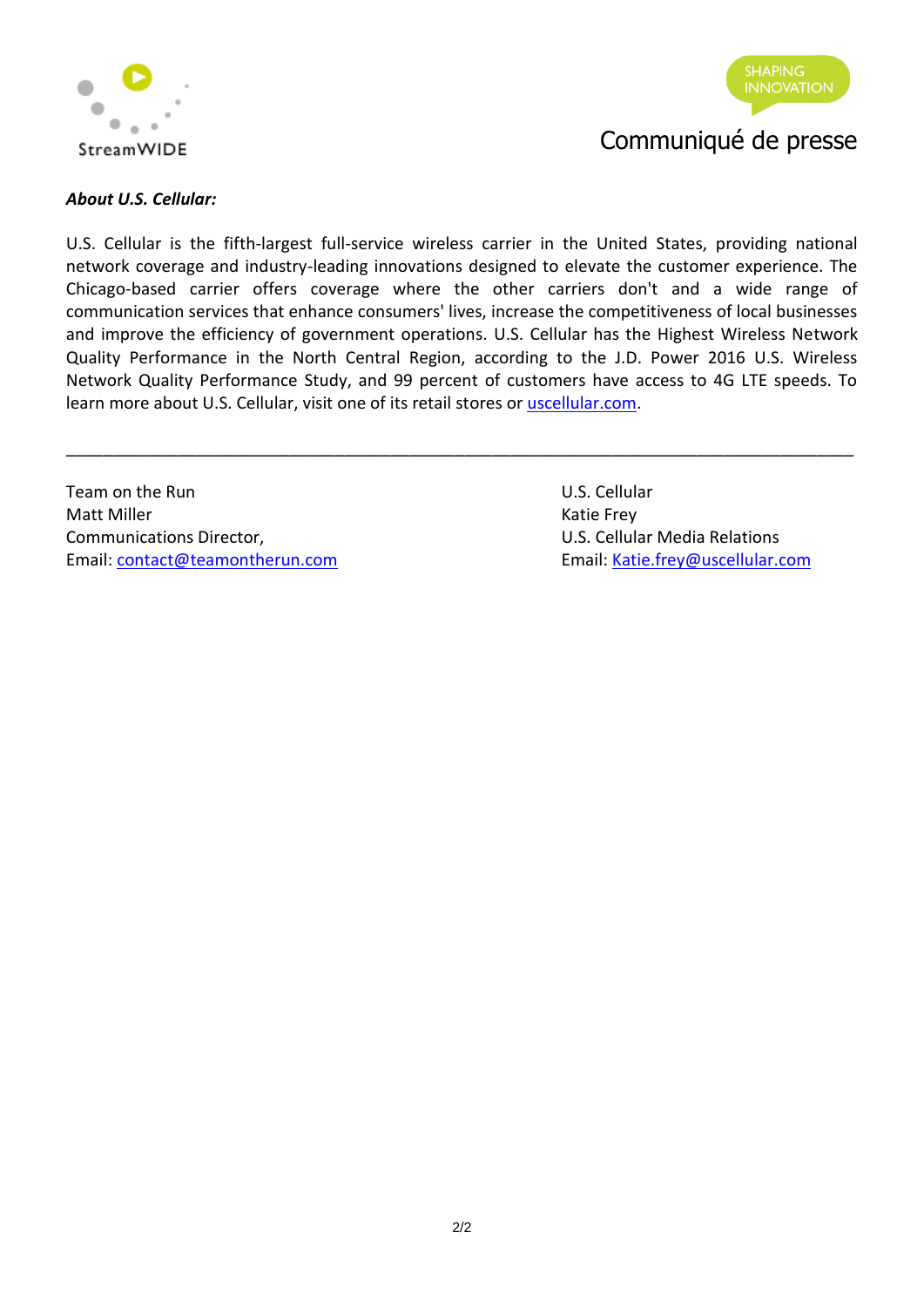***About U.S. Cellular:***

U.S. Cellular is the fifth-largest full-service wireless carrier in the United States, providing national network coverage and industry-leading innovations designed to elevate the customer experience. The Chicago-based carrier offers coverage where the other carriers don't and a wide range of communication services that enhance consumers' lives, increase the competitiveness of local businesses and improve the efficiency of government operations. U.S. Cellular has the Highest Wireless Network Quality Performance in the North Central Region, according to the J.D. Power 2016 U.S. Wireless Network Quality Performance Study, and 99 percent of customers have access to 4G LTE speeds. To learn more about U.S. Cellular, visit one of its retail stores or uscellular.com.

---

Team on the Run
Matt Miller
Communications Director,
Email: contact@teamontherun.com

U.S. Cellular
Katie Frey
U.S. Cellular Media Relations
Email: Katie.frey@uscellular.com